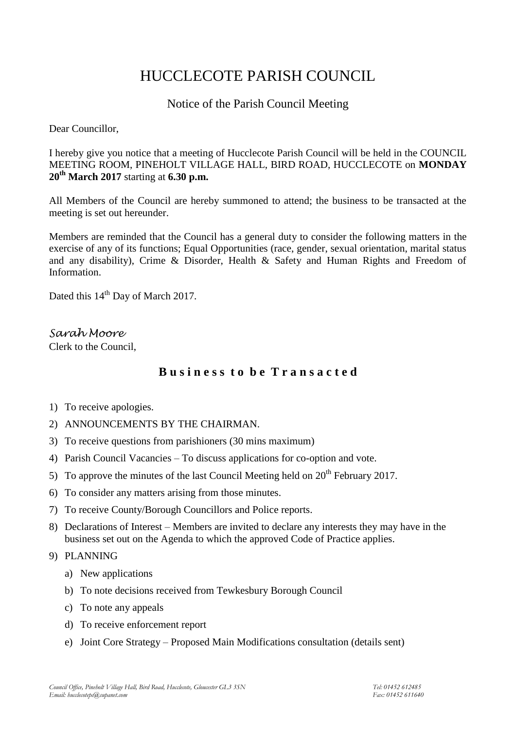# HUCCLECOTE PARISH COUNCIL

## Notice of the Parish Council Meeting

Dear Councillor,

I hereby give you notice that a meeting of Hucclecote Parish Council will be held in the COUNCIL MEETING ROOM, PINEHOLT VILLAGE HALL, BIRD ROAD, HUCCLECOTE on **MONDAY 20th March 2017** starting at **6.30 p.m.**

All Members of the Council are hereby summoned to attend; the business to be transacted at the meeting is set out hereunder.

Members are reminded that the Council has a general duty to consider the following matters in the exercise of any of its functions; Equal Opportunities (race, gender, sexual orientation, marital status and any disability), Crime & Disorder, Health & Safety and Human Rights and Freedom of Information.

Dated this 14th Day of March 2017.

*Sarah Moore*
Clerk to the Council,

## **Business to be Transacted**

1) To receive apologies.
2) ANNOUNCEMENTS BY THE CHAIRMAN.
3) To receive questions from parishioners (30 mins maximum)
4) Parish Council Vacancies – To discuss applications for co-option and vote.
5) To approve the minutes of the last Council Meeting held on 20th February 2017.
6) To consider any matters arising from those minutes.
7) To receive County/Borough Councillors and Police reports.
8) Declarations of Interest – Members are invited to declare any interests they may have in the business set out on the Agenda to which the approved Code of Practice applies.
9) PLANNING
   a) New applications
   b) To note decisions received from Tewkesbury Borough Council
   c) To note any appeals
   d) To receive enforcement report
   e) Joint Core Strategy – Proposed Main Modifications consultation (details sent)

*Council Office, Pineholt Village Hall, Bird Road, Hucclecote, Gloucester GL3 3SN* *Tel: 01452 612485*
*Email: hucclecotepc@supanet.com* *Fax: 01452 611640*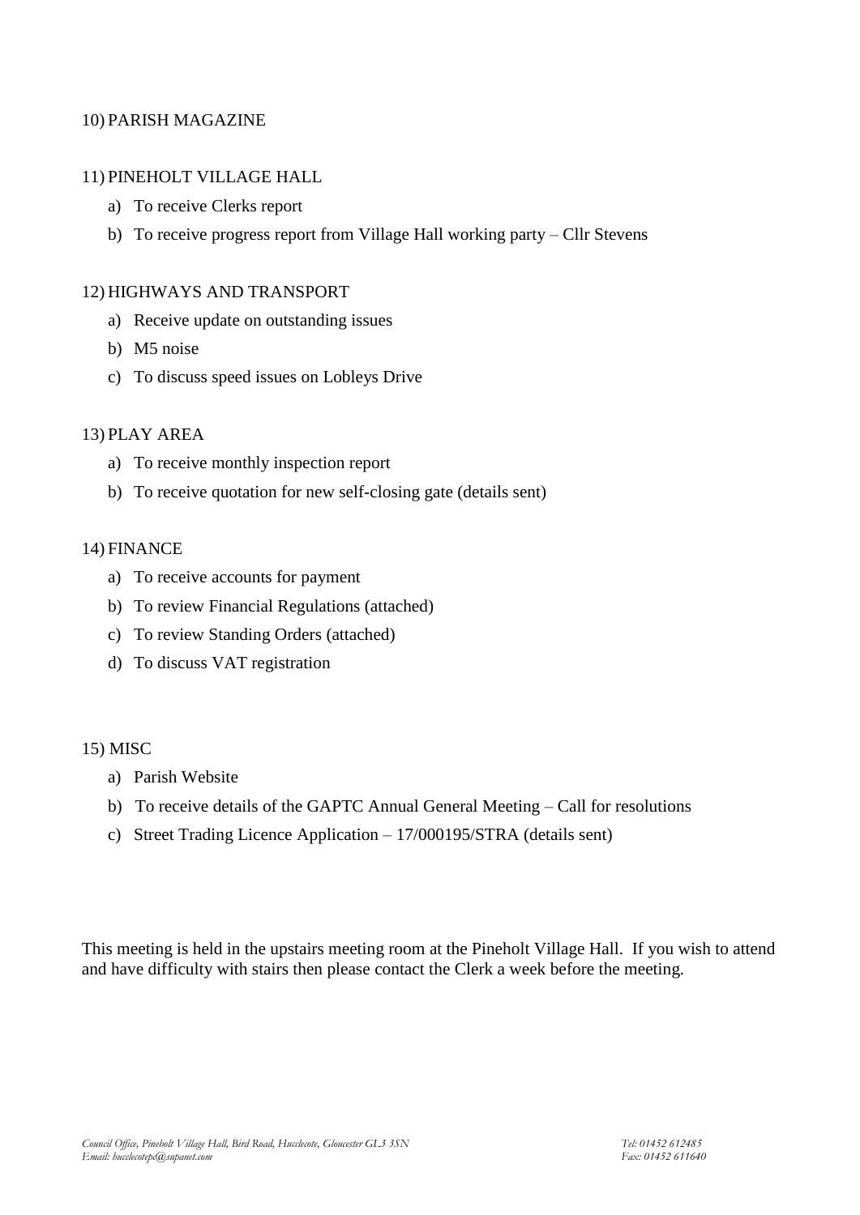10) PARISH MAGAZINE

11) PINEHOLT VILLAGE HALL

a) To receive Clerks report
b) To receive progress report from Village Hall working party – Cllr Stevens

12) HIGHWAYS AND TRANSPORT

a) Receive update on outstanding issues
b) M5 noise
c) To discuss speed issues on Lobleys Drive

13) PLAY AREA

a) To receive monthly inspection report
b) To receive quotation for new self-closing gate (details sent)

14) FINANCE

a) To receive accounts for payment
b) To review Financial Regulations (attached)
c) To review Standing Orders (attached)
d) To discuss VAT registration

15) MISC

a) Parish Website
b) To receive details of the GAPTC Annual General Meeting – Call for resolutions
c) Street Trading Licence Application – 17/000195/STRA (details sent)

This meeting is held in the upstairs meeting room at the Pineholt Village Hall. If you wish to attend and have difficulty with stairs then please contact the Clerk a week before the meeting.

*Council Office, Pineholt Village Hall, Bird Road, Hucclecote, Gloucester GL3 3SN*
*Email: hucclecotepc@supanet.com*

*Tel: 01452 612485*
*Fax: 01452 611640*